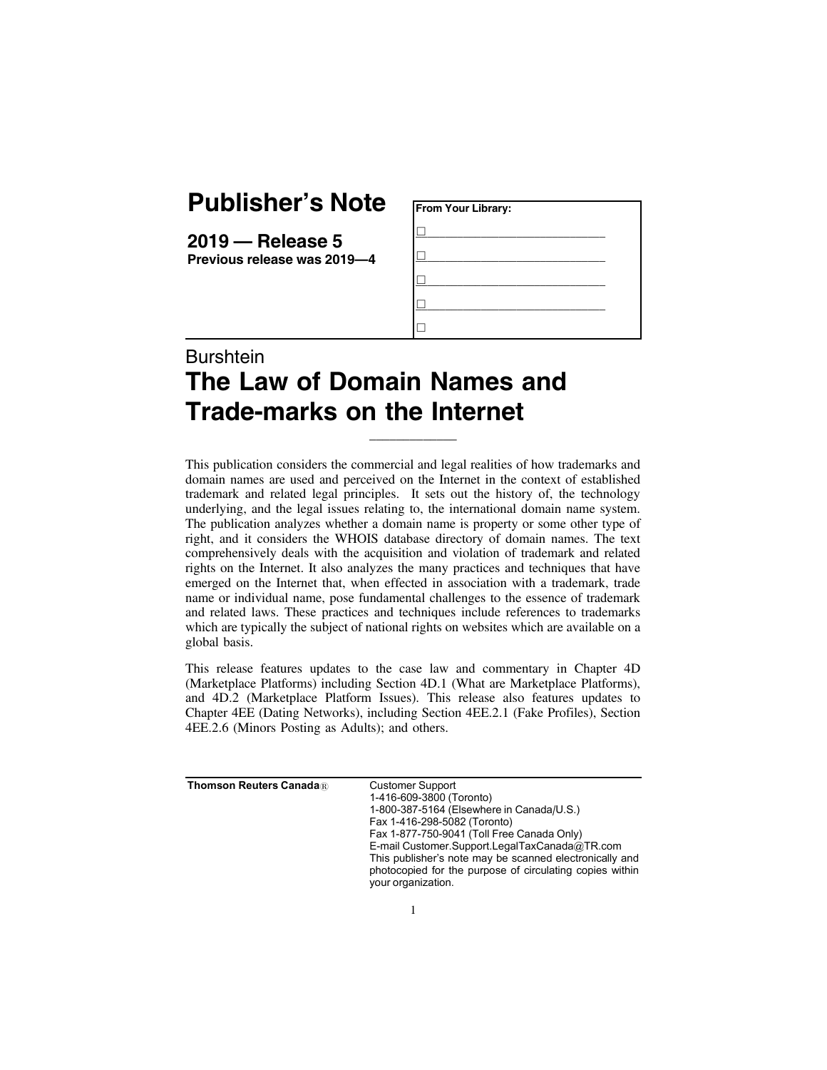# Publisher's Note

**2019 — Release 5**
**Previous release was 2019—4**

**From Your Library:**

☐ ____________________________

☐ ____________________________

☐ ____________________________

☐ ____________________________

☐

## Burshtein
# The Law of Domain Names and Trade-marks on the Internet

---

This publication considers the commercial and legal realities of how trademarks and domain names are used and perceived on the Internet in the context of established trademark and related legal principles. It sets out the history of, the technology underlying, and the legal issues relating to, the international domain name system. The publication analyzes whether a domain name is property or some other type of right, and it considers the WHOIS database directory of domain names. The text comprehensively deals with the acquisition and violation of trademark and related rights on the Internet. It also analyzes the many practices and techniques that have emerged on the Internet that, when effected in association with a trademark, trade name or individual name, pose fundamental challenges to the essence of trademark and related laws. These practices and techniques include references to trademarks which are typically the subject of national rights on websites which are available on a global basis.

This release features updates to the case law and commentary in Chapter 4D (Marketplace Platforms) including Section 4D.1 (What are Marketplace Platforms), and 4D.2 (Marketplace Platform Issues). This release also features updates to Chapter 4EE (Dating Networks), including Section 4EE.2.1 (Fake Profiles), Section 4EE.2.6 (Minors Posting as Adults); and others.

---

**Thomson Reuters Canada®**

Customer Support
1-416-609-3800 (Toronto)
1-800-387-5164 (Elsewhere in Canada/U.S.)
Fax 1-416-298-5082 (Toronto)
Fax 1-877-750-9041 (Toll Free Canada Only)
E-mail Customer.Support.LegalTaxCanada@TR.com
This publisher's note may be scanned electronically and photocopied for the purpose of circulating copies within your organization.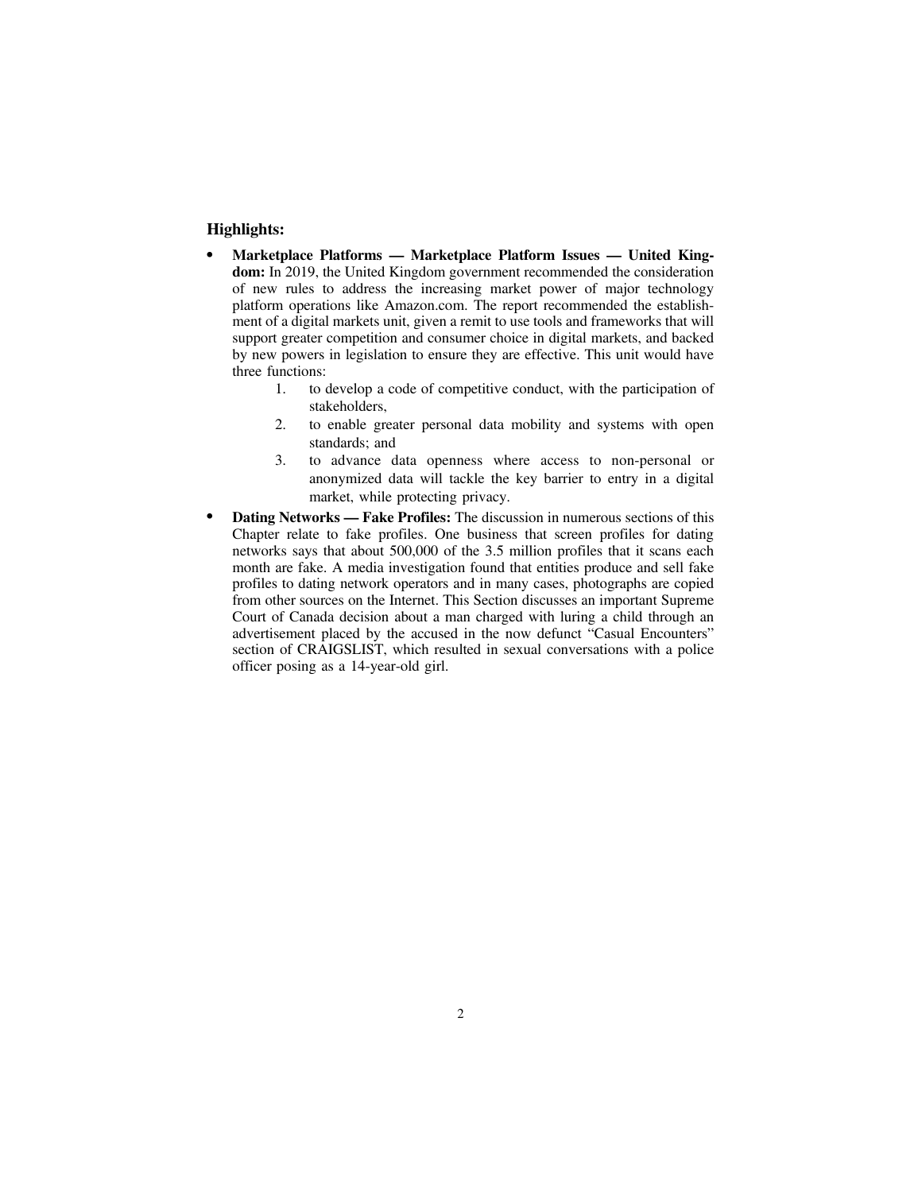### Highlights:

- **Marketplace Platforms — Marketplace Platform Issues — United Kingdom:** In 2019, the United Kingdom government recommended the consideration of new rules to address the increasing market power of major technology platform operations like Amazon.com. The report recommended the establishment of a digital markets unit, given a remit to use tools and frameworks that will support greater competition and consumer choice in digital markets, and backed by new powers in legislation to ensure they are effective. This unit would have three functions:
    1. to develop a code of competitive conduct, with the participation of stakeholders,
    2. to enable greater personal data mobility and systems with open standards; and
    3. to advance data openness where access to non-personal or anonymized data will tackle the key barrier to entry in a digital market, while protecting privacy.
- **Dating Networks — Fake Profiles:** The discussion in numerous sections of this Chapter relate to fake profiles. One business that screen profiles for dating networks says that about 500,000 of the 3.5 million profiles that it scans each month are fake. A media investigation found that entities produce and sell fake profiles to dating network operators and in many cases, photographs are copied from other sources on the Internet. This Section discusses an important Supreme Court of Canada decision about a man charged with luring a child through an advertisement placed by the accused in the now defunct "Casual Encounters" section of CRAIGSLIST, which resulted in sexual conversations with a police officer posing as a 14-year-old girl.